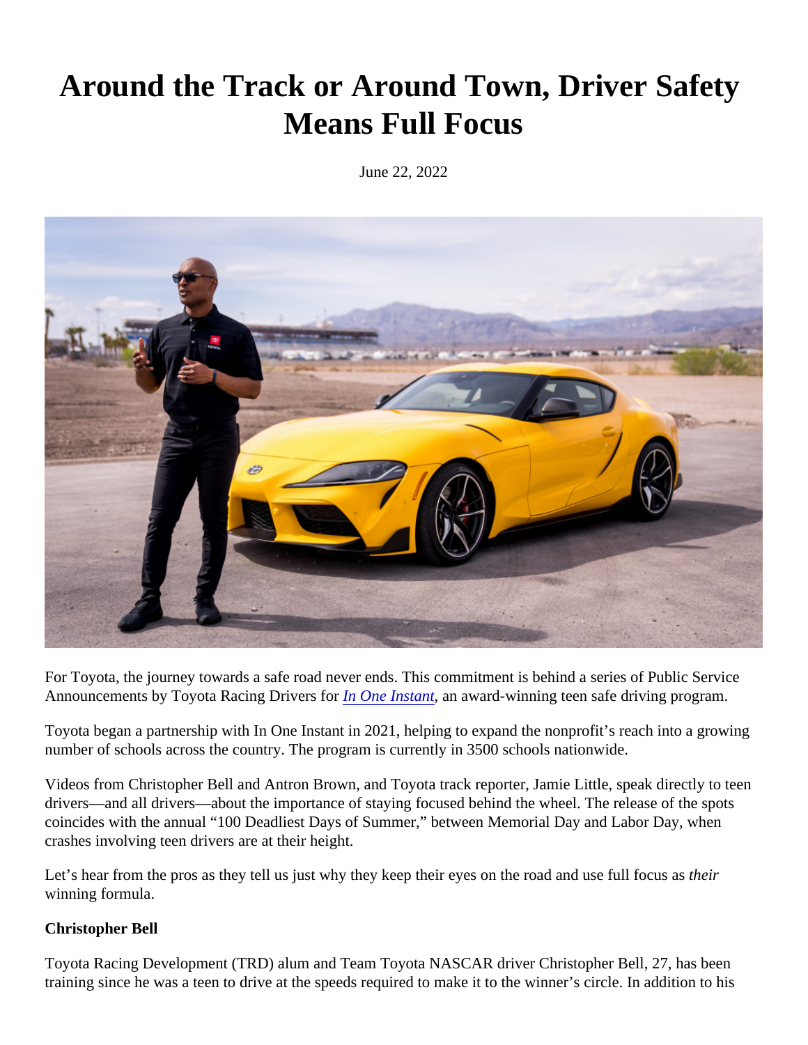# Around the Track or Around Town, Driver Safety Means Full Focus

June 22, 2022

For Toyota, the journey towards a safe road never ends. This commitment is behind a series of Public Service Announcements by Toyota Racing Drivers for *In One Instant*, an award-winning teen safe driving program.

Toyota began a partnership with In One Instant in 2021, helping to expand the nonprofit's reach into a growing number of schools across the country. The program is currently in 3500 schools nationwide.

Videos from Christopher Bell and Antron Brown, and Toyota track reporter, Jamie Little, speak directly to teen drivers—and all drivers—about the importance of staying focused behind the wheel. The release of the spots coincides with the annual "100 Deadliest Days of Summer," between Memorial Day and Labor Day, when crashes involving teen drivers are at their height.

Let's hear from the pros as they tell us just why they keep their eyes on the road and use full focus as *their* winning formula.

**Christopher Bell**

Toyota Racing Development (TRD) alum and Team Toyota NASCAR driver Christopher Bell, 27, has been training since he was a teen to drive at the speeds required to make it to the winner's circle. In addition to his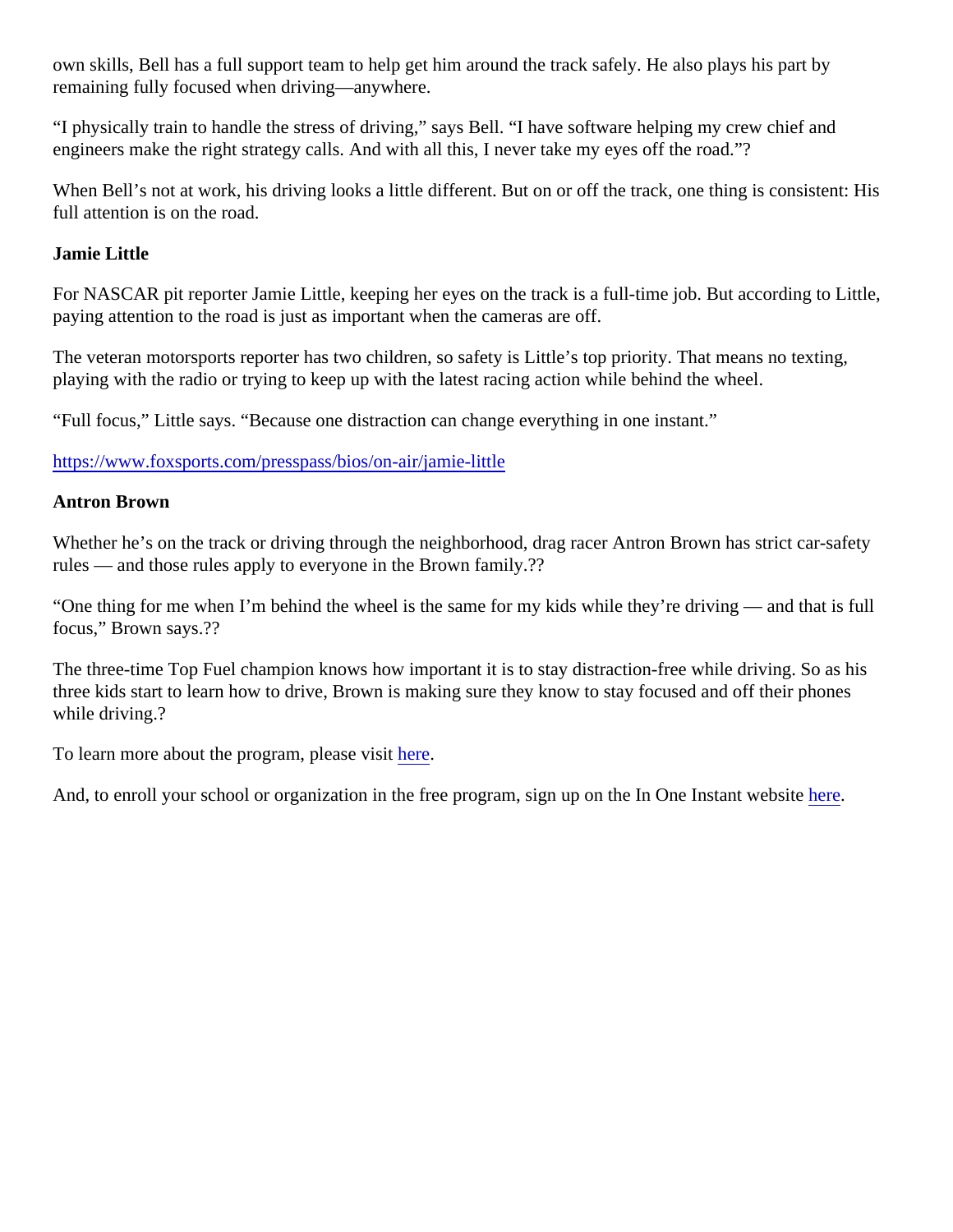own skills, Bell has a full support team to help get him around the track safely. He also plays his part by remaining fully focused when driving—anywhere.

“I physically train to handle the stress of driving,” says Bell. “I have software helping my crew chief and engineers make the right strategy calls. And with all this, I never take my eyes off the road.”?

When Bell’s not at work, his driving looks a little different. But on or off the track, one thing is consistent: His full attention is on the road.

**Jamie Little**

For NASCAR pit reporter Jamie Little, keeping her eyes on the track is a full-time job. But according to Little, paying attention to the road is just as important when the cameras are off.

The veteran motorsports reporter has two children, so safety is Little’s top priority. That means no texting, playing with the radio or trying to keep up with the latest racing action while behind the wheel.

“Full focus,” Little says. “Because one distraction can change everything in one instant.”

https://www.foxsports.com/presspass/bios/on-air/jamie-little

**Antron Brown**

Whether he’s on the track or driving through the neighborhood, drag racer Antron Brown has strict car-safety rules — and those rules apply to everyone in the Brown family.??

“One thing for me when I’m behind the wheel is the same for my kids while they’re driving — and that is full focus,” Brown says.??

The three-time Top Fuel champion knows how important it is to stay distraction-free while driving. So as his three kids start to learn how to drive, Brown is making sure they know to stay focused and off their phones while driving.?

To learn more about the program, please visit here.

And, to enroll your school or organization in the free program, sign up on the In One Instant website here.